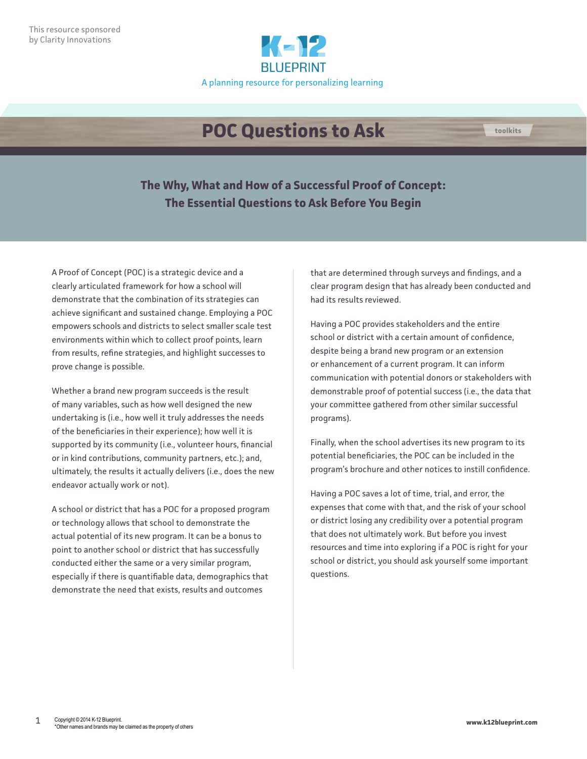This resource sponsored by Clarity Innovations

K-12 BLUEPRINT

A planning resource for personalizing learning

# POC Questions to Ask

toolkits

## The Why, What and How of a Successful Proof of Concept: The Essential Questions to Ask Before You Begin

A Proof of Concept (POC) is a strategic device and a clearly articulated framework for how a school will demonstrate that the combination of its strategies can achieve significant and sustained change. Employing a POC empowers schools and districts to select smaller scale test environments within which to collect proof points, learn from results, refine strategies, and highlight successes to prove change is possible.

Whether a brand new program succeeds is the result of many variables, such as how well designed the new undertaking is (i.e., how well it truly addresses the needs of the beneficiaries in their experience); how well it is supported by its community (i.e., volunteer hours, financial or in kind contributions, community partners, etc.); and, ultimately, the results it actually delivers (i.e., does the new endeavor actually work or not).

A school or district that has a POC for a proposed program or technology allows that school to demonstrate the actual potential of its new program. It can be a bonus to point to another school or district that has successfully conducted either the same or a very similar program, especially if there is quantifiable data, demographics that demonstrate the need that exists, results and outcomes that are determined through surveys and findings, and a clear program design that has already been conducted and had its results reviewed.

Having a POC provides stakeholders and the entire school or district with a certain amount of confidence, despite being a brand new program or an extension or enhancement of a current program. It can inform communication with potential donors or stakeholders with demonstrable proof of potential success (i.e., the data that your committee gathered from other similar successful programs).

Finally, when the school advertises its new program to its potential beneficiaries, the POC can be included in the program's brochure and other notices to instill confidence.

Having a POC saves a lot of time, trial, and error, the expenses that come with that, and the risk of your school or district losing any credibility over a potential program that does not ultimately work. But before you invest resources and time into exploring if a POC is right for your school or district, you should ask yourself some important questions.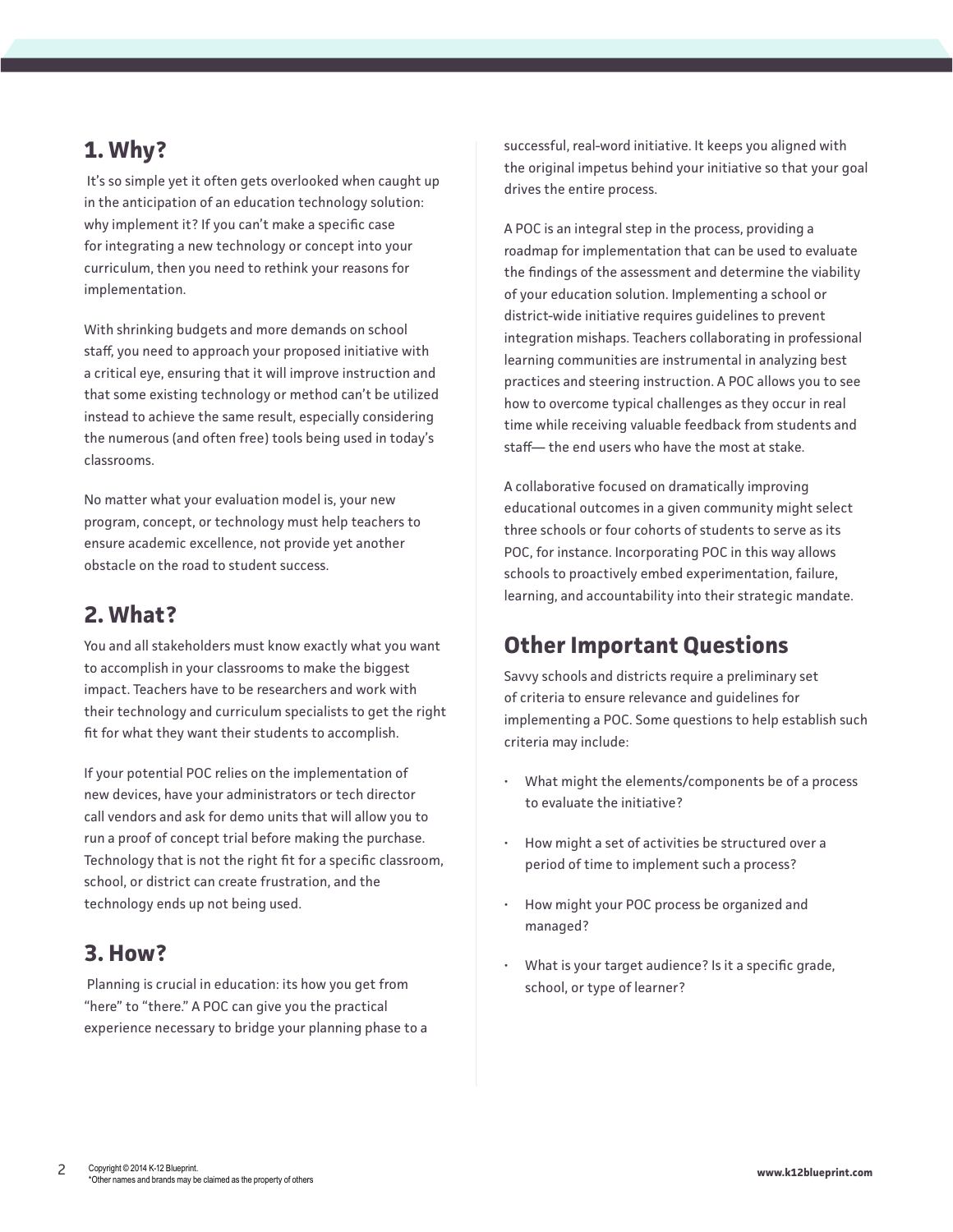## 1. Why?

It's so simple yet it often gets overlooked when caught up in the anticipation of an education technology solution: why implement it? If you can't make a specific case for integrating a new technology or concept into your curriculum, then you need to rethink your reasons for implementation.

With shrinking budgets and more demands on school staff, you need to approach your proposed initiative with a critical eye, ensuring that it will improve instruction and that some existing technology or method can't be utilized instead to achieve the same result, especially considering the numerous (and often free) tools being used in today's classrooms.

No matter what your evaluation model is, your new program, concept, or technology must help teachers to ensure academic excellence, not provide yet another obstacle on the road to student success.

## 2. What?

You and all stakeholders must know exactly what you want to accomplish in your classrooms to make the biggest impact. Teachers have to be researchers and work with their technology and curriculum specialists to get the right fit for what they want their students to accomplish.

If your potential POC relies on the implementation of new devices, have your administrators or tech director call vendors and ask for demo units that will allow you to run a proof of concept trial before making the purchase. Technology that is not the right fit for a specific classroom, school, or district can create frustration, and the technology ends up not being used.

## 3. How?

Planning is crucial in education: its how you get from "here" to "there." A POC can give you the practical experience necessary to bridge your planning phase to a successful, real-word initiative. It keeps you aligned with the original impetus behind your initiative so that your goal drives the entire process.

A POC is an integral step in the process, providing a roadmap for implementation that can be used to evaluate the findings of the assessment and determine the viability of your education solution. Implementing a school or district-wide initiative requires guidelines to prevent integration mishaps. Teachers collaborating in professional learning communities are instrumental in analyzing best practices and steering instruction. A POC allows you to see how to overcome typical challenges as they occur in real time while receiving valuable feedback from students and staff— the end users who have the most at stake.

A collaborative focused on dramatically improving educational outcomes in a given community might select three schools or four cohorts of students to serve as its POC, for instance. Incorporating POC in this way allows schools to proactively embed experimentation, failure, learning, and accountability into their strategic mandate.

## Other Important Questions

Savvy schools and districts require a preliminary set of criteria to ensure relevance and guidelines for implementing a POC. Some questions to help establish such criteria may include:

- What might the elements/components be of a process to evaluate the initiative?
- How might a set of activities be structured over a period of time to implement such a process?
- How might your POC process be organized and managed?
- What is your target audience? Is it a specific grade, school, or type of learner?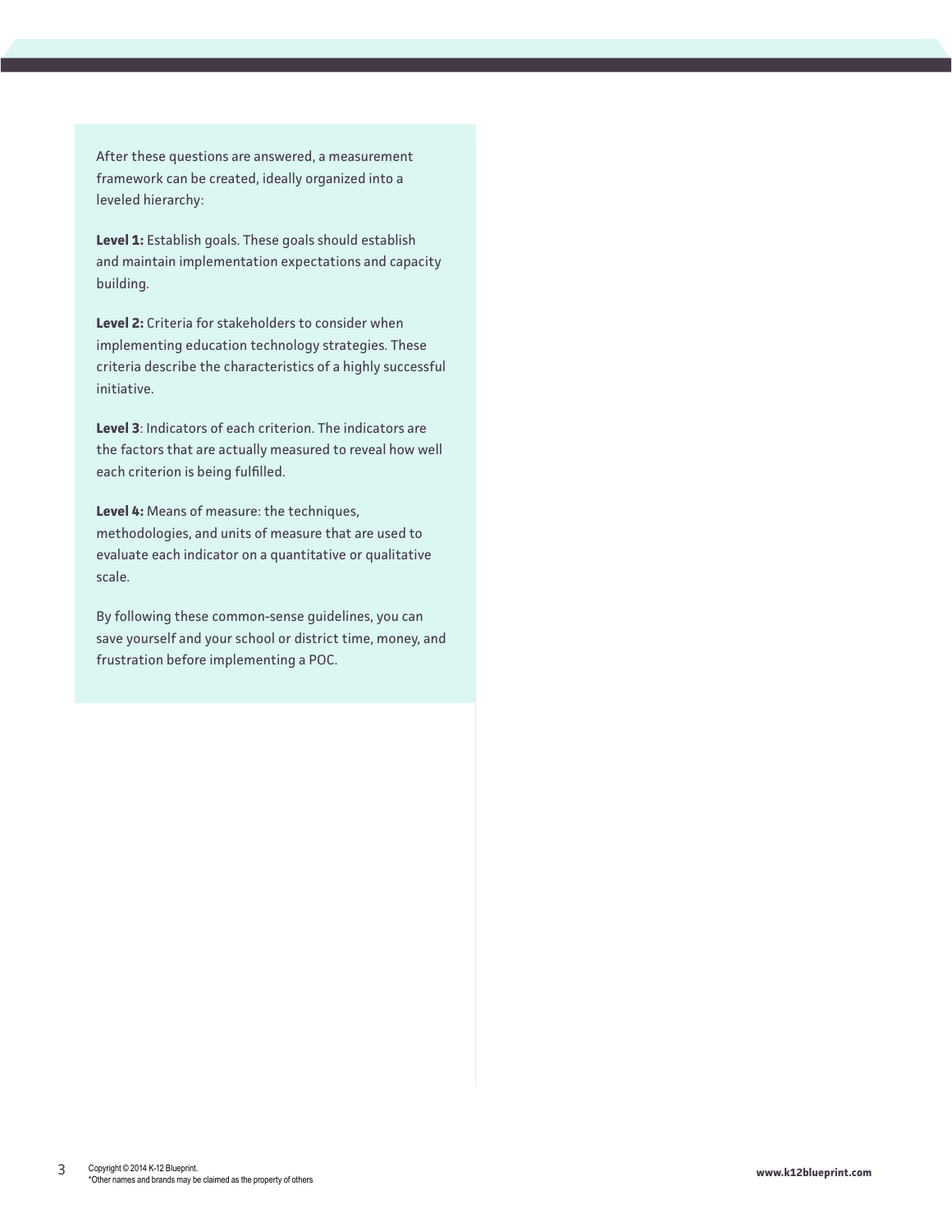After these questions are answered, a measurement framework can be created, ideally organized into a leveled hierarchy:

**Level 1:** Establish goals. These goals should establish and maintain implementation expectations and capacity building.

**Level 2:** Criteria for stakeholders to consider when implementing education technology strategies. These criteria describe the characteristics of a highly successful initiative.

**Level 3**: Indicators of each criterion. The indicators are the factors that are actually measured to reveal how well each criterion is being fulfilled.

**Level 4:** Means of measure: the techniques, methodologies, and units of measure that are used to evaluate each indicator on a quantitative or qualitative scale.

By following these common-sense guidelines, you can save yourself and your school or district time, money, and frustration before implementing a POC.